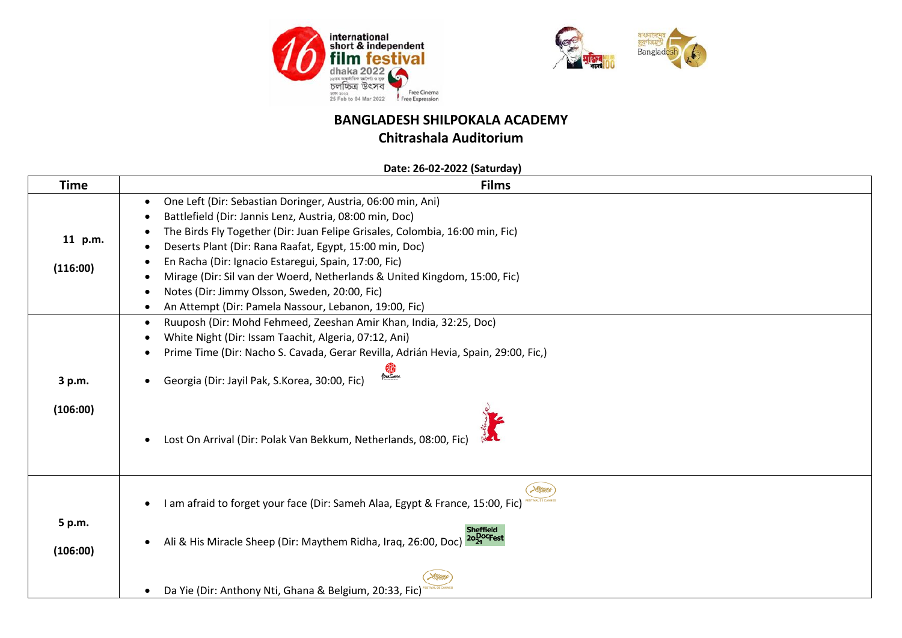## BANGLADESH SHILPOKALA ACADEMY
## Chitrashala Auditorium

**Date: 26-02-2022 (Saturday)**

| Time | Films |
|---|---|
| 11 p.m. (116:00) | • One Left (Dir: Sebastian Doringer, Austria, 06:00 min, Ani)<br>• Battlefield (Dir: Jannis Lenz, Austria, 08:00 min, Doc)<br>• The Birds Fly Together (Dir: Juan Felipe Grisales, Colombia, 16:00 min, Fic)<br>• Deserts Plant (Dir: Rana Raafat, Egypt, 15:00 min, Doc)<br>• En Racha (Dir: Ignacio Estaregui, Spain, 17:00, Fic)<br>• Mirage (Dir: Sil van der Woerd, Netherlands & United Kingdom, 15:00, Fic)<br>• Notes (Dir: Jimmy Olsson, Sweden, 20:00, Fic)<br>• An Attempt (Dir: Pamela Nassour, Lebanon, 19:00, Fic) |
| 3 p.m. (106:00) | • Ruuposh (Dir: Mohd Fehmeed, Zeeshan Amir Khan, India, 32:25, Doc)<br>• White Night (Dir: Issam Taachit, Algeria, 07:12, Ani)<br>• Prime Time (Dir: Nacho S. Cavada, Gerar Revilla, Adrián Hevia, Spain, 29:00, Fic,)<br>• Georgia (Dir: Jayil Pak, S.Korea, 30:00, Fic)<br>• Lost On Arrival (Dir: Polak Van Bekkum, Netherlands, 08:00, Fic) |
| 5 p.m. (106:00) | • I am afraid to forget your face (Dir: Sameh Alaa, Egypt & France, 15:00, Fic)<br>• Ali & His Miracle Sheep (Dir: Maythem Ridha, Iraq, 26:00, Doc)<br>• Da Yie (Dir: Anthony Nti, Ghana & Belgium, 20:33, Fic) |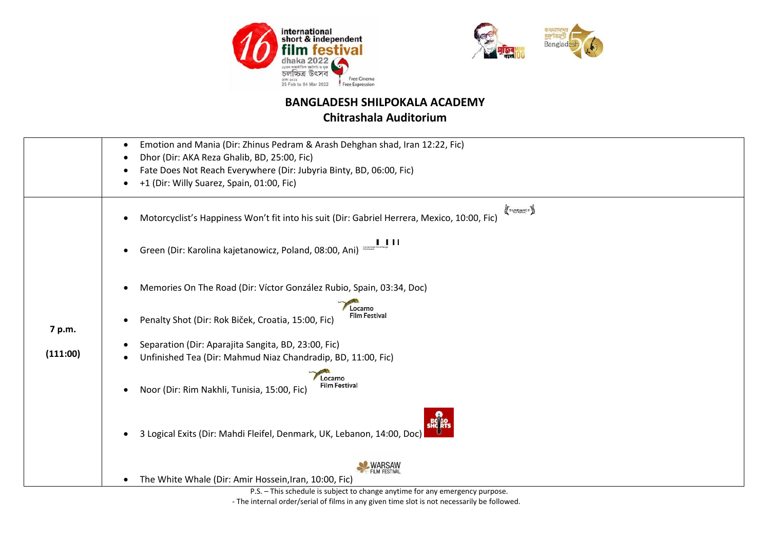## BANGLADESH SHILPOKALA ACADEMY
## Chitrashala Auditorium

| | |
|---|---|
| | • Emotion and Mania (Dir: Zhinus Pedram & Arash Dehghan shad, Iran 12:22, Fic)<br>• Dhor (Dir: AKA Reza Ghalib, BD, 25:00, Fic)<br>• Fate Does Not Reach Everywhere (Dir: Jubyria Binty, BD, 06:00, Fic)<br>• +1 (Dir: Willy Suarez, Spain, 01:00, Fic) |
| **7 p.m.**<br>**(111:00)** | • Motorcyclist's Happiness Won't fit into his suit (Dir: Gabriel Herrera, Mexico, 10:00, Fic) SUNDANCE<br>• Green (Dir: Karolina kajetanowicz, Poland, 08:00, Ani)<br>• Memories On The Road (Dir: Víctor González Rubio, Spain, 03:34, Doc)<br>• Penalty Shot (Dir: Rok Biček, Croatia, 15:00, Fic) Locarno Film Festival<br>• Separation (Dir: Aparajita Sangita, BD, 23:00, Fic)<br>• Unfinished Tea (Dir: Mahmud Niaz Chandradip, BD, 11:00, Fic)<br>• Noor (Dir: Rim Nakhli, Tunisia, 15:00, Fic) Locarno Film Festival<br>• 3 Logical Exits (Dir: Mahdi Fleifel, Denmark, UK, Lebanon, 14:00, Doc) BOLGO SHORTS<br>• The White Whale (Dir: Amir Hossein,Iran, 10:00, Fic) WARSAW FILM FESTIVAL |

P.S. – This schedule is subject to change anytime for any emergency purpose.

- The internal order/serial of films in any given time slot is not necessarily be followed.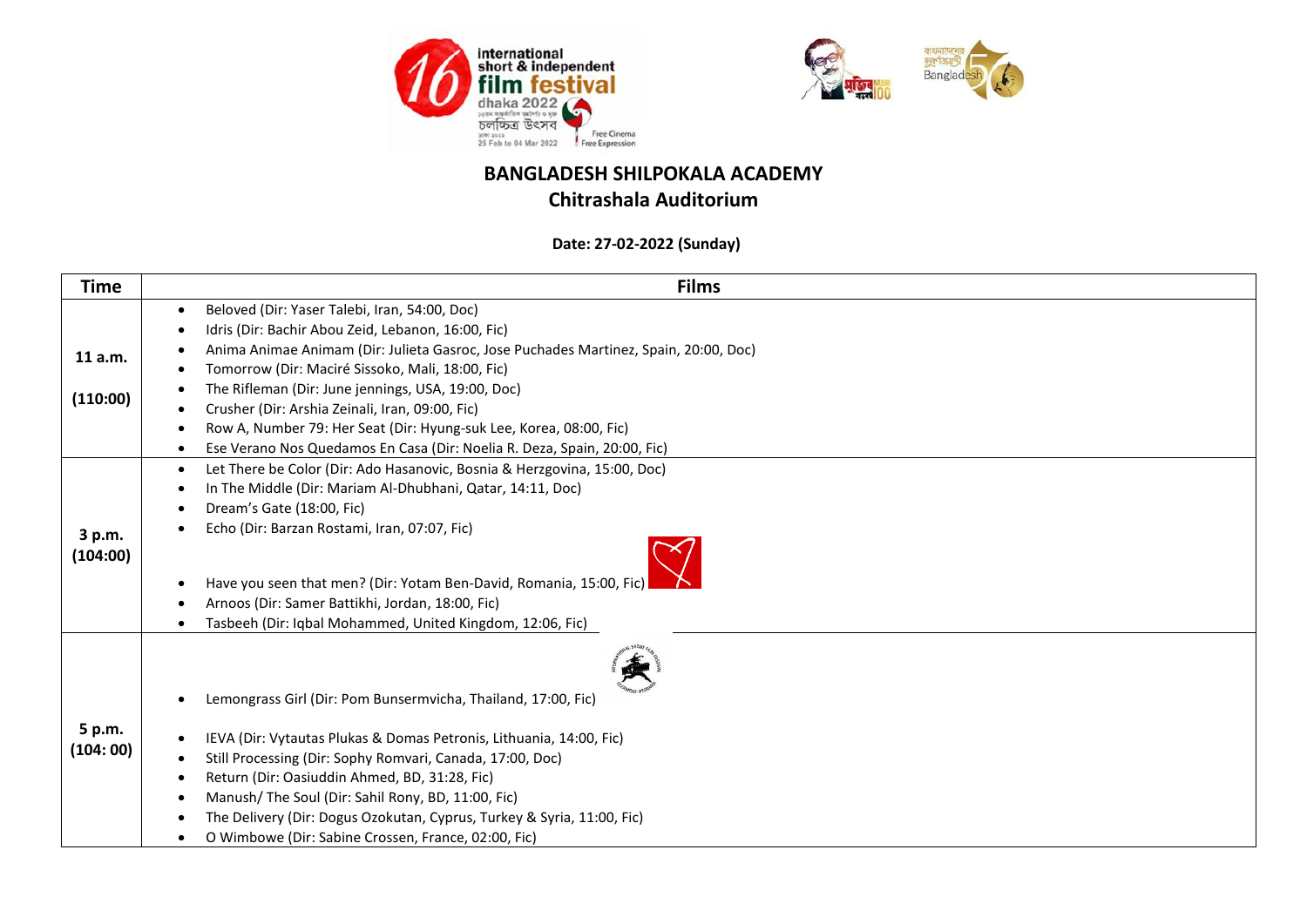## BANGLADESH SHILPOKALA ACADEMY
## Chitrashala Auditorium

**Date: 27-02-2022 (Sunday)**

| Time | Films |
|---|---|
| 11 a.m. (110:00) | • Beloved (Dir: Yaser Talebi, Iran, 54:00, Doc)<br>• Idris (Dir: Bachir Abou Zeid, Lebanon, 16:00, Fic)<br>• Anima Animae Animam (Dir: Julieta Gasroc, Jose Puchades Martinez, Spain, 20:00, Doc)<br>• Tomorrow (Dir: Maciré Sissoko, Mali, 18:00, Fic)<br>• The Rifleman (Dir: June jennings, USA, 19:00, Doc)<br>• Crusher (Dir: Arshia Zeinali, Iran, 09:00, Fic)<br>• Row A, Number 79: Her Seat (Dir: Hyung-suk Lee, Korea, 08:00, Fic)<br>• Ese Verano Nos Quedamos En Casa (Dir: Noelia R. Deza, Spain, 20:00, Fic) |
| 3 p.m. (104:00) | • Let There be Color (Dir: Ado Hasanovic, Bosnia & Herzgovina, 15:00, Doc)<br>• In The Middle (Dir: Mariam Al-Dhubhani, Qatar, 14:11, Doc)<br>• Dream's Gate (18:00, Fic)<br>• Echo (Dir: Barzan Rostami, Iran, 07:07, Fic)<br>• Have you seen that men? (Dir: Yotam Ben-David, Romania, 15:00, Fic)<br>• Arnoos (Dir: Samer Battikhi, Jordan, 18:00, Fic)<br>• Tasbeeh (Dir: Iqbal Mohammed, United Kingdom, 12:06, Fic) |
| 5 p.m. (104: 00) | • Lemongrass Girl (Dir: Pom Bunsermvicha, Thailand, 17:00, Fic)<br>• IEVA (Dir: Vytautas Plukas & Domas Petronis, Lithuania, 14:00, Fic)<br>• Still Processing (Dir: Sophy Romvari, Canada, 17:00, Doc)<br>• Return (Dir: Oasiuddin Ahmed, BD, 31:28, Fic)<br>• Manush/ The Soul (Dir: Sahil Rony, BD, 11:00, Fic)<br>• The Delivery (Dir: Dogus Ozokutan, Cyprus, Turkey & Syria, 11:00, Fic)<br>• O Wimbowe (Dir: Sabine Crossen, France, 02:00, Fic) |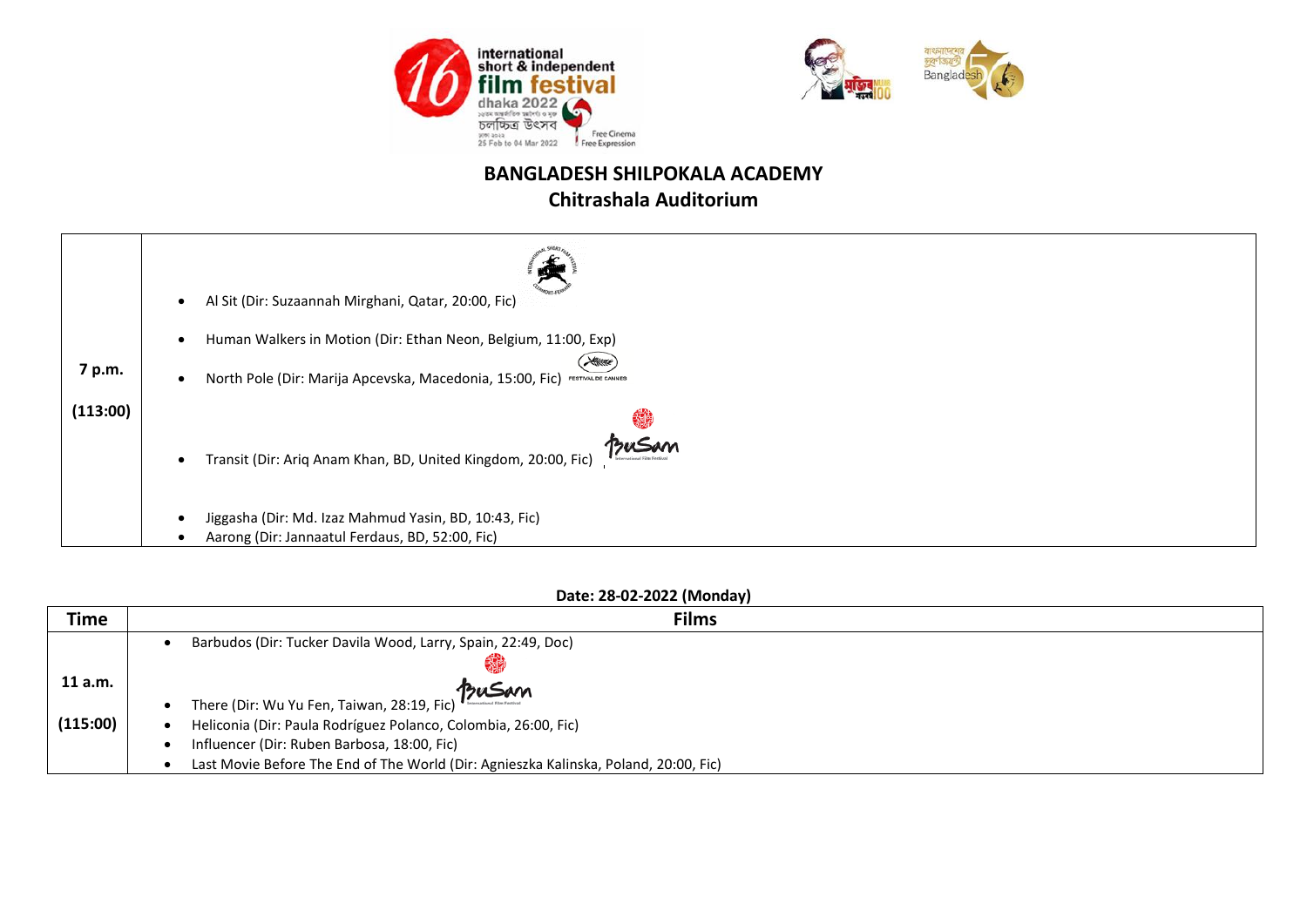## BANGLADESH SHILPOKALA ACADEMY
## Chitrashala Auditorium

| | |
|---|---|
| **7 p.m.**<br><br>**(113:00)** | • Al Sit (Dir: Suzaannah Mirghani, Qatar, 20:00, Fic)<br>• Human Walkers in Motion (Dir: Ethan Neon, Belgium, 11:00, Exp)<br>• North Pole (Dir: Marija Apcevska, Macedonia, 15:00, Fic)<br>• Transit (Dir: Ariq Anam Khan, BD, United Kingdom, 20:00, Fic)<br>• Jiggasha (Dir: Md. Izaz Mahmud Yasin, BD, 10:43, Fic)<br>• Aarong (Dir: Jannaatul Ferdaus, BD, 52:00, Fic) |

**Date: 28-02-2022 (Monday)**

| Time | Films |
|---|---|
| **11 a.m.**<br><br>**(115:00)** | • Barbudos (Dir: Tucker Davila Wood, Larry, Spain, 22:49, Doc)<br>• There (Dir: Wu Yu Fen, Taiwan, 28:19, Fic)<br>• Heliconia (Dir: Paula Rodríguez Polanco, Colombia, 26:00, Fic)<br>• Influencer (Dir: Ruben Barbosa, 18:00, Fic)<br>• Last Movie Before The End of The World (Dir: Agnieszka Kalinska, Poland, 20:00, Fic) |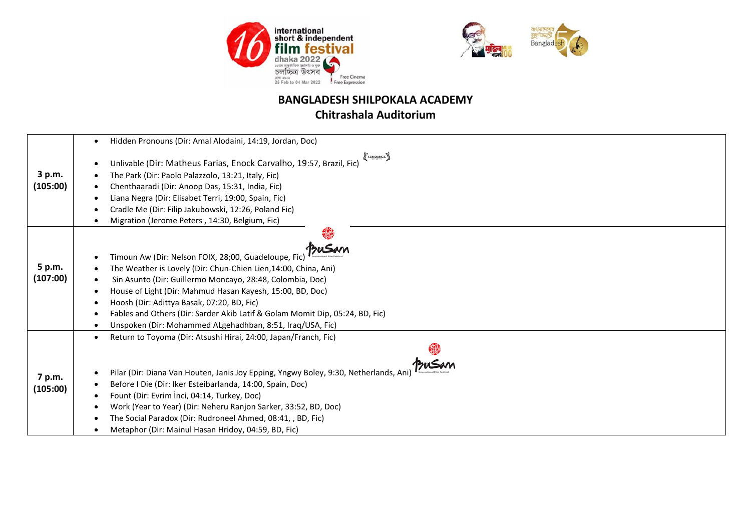## BANGLADESH SHILPOKALA ACADEMY
## Chitrashala Auditorium

| Time | Films |
|---|---|
| **3 p.m. (105:00)** | • Hidden Pronouns (Dir: Amal Alodaini, 14:19, Jordan, Doc)<br>• Unlivable (Dir: Matheus Farias, Enock Carvalho, 19:57, Brazil, Fic)<br>• The Park (Dir: Paolo Palazzolo, 13:21, Italy, Fic)<br>• Chenthaaradi (Dir: Anoop Das, 15:31, India, Fic)<br>• Liana Negra (Dir: Elisabet Terri, 19:00, Spain, Fic)<br>• Cradle Me (Dir: Filip Jakubowski, 12:26, Poland Fic)<br>• Migration (Jerome Peters , 14:30, Belgium, Fic) |
| **5 p.m. (107:00)** | • Timoun Aw (Dir: Nelson FOIX, 28;00, Guadeloupe, Fic)<br>• The Weather is Lovely (Dir: Chun-Chien Lien,14:00, China, Ani)<br>• Sin Asunto (Dir: Guillermo Moncayo, 28:48, Colombia, Doc)<br>• House of Light (Dir: Mahmud Hasan Kayesh, 15:00, BD, Doc)<br>• Hoosh (Dir: Adittya Basak, 07:20, BD, Fic)<br>• Fables and Others (Dir: Sarder Akib Latif & Golam Momit Dip, 05:24, BD, Fic)<br>• Unspoken (Dir: Mohammed ALgehadhban, 8:51, Iraq/USA, Fic) |
| **7 p.m. (105:00)** | • Return to Toyoma (Dir: Atsushi Hirai, 24:00, Japan/Franch, Fic)<br>• Pilar (Dir: Diana Van Houten, Janis Joy Epping, Yngwy Boley, 9:30, Netherlands, Ani)<br>• Before I Die (Dir: Iker Esteibarlanda, 14:00, Spain, Doc)<br>• Fount (Dir: Evrim İnci, 04:14, Turkey, Doc)<br>• Work (Year to Year) (Dir: Neheru Ranjon Sarker, 33:52, BD, Doc)<br>• The Social Paradox (Dir: Rudroneel Ahmed, 08:41, , BD, Fic)<br>• Metaphor (Dir: Mainul Hasan Hridoy, 04:59, BD, Fic) |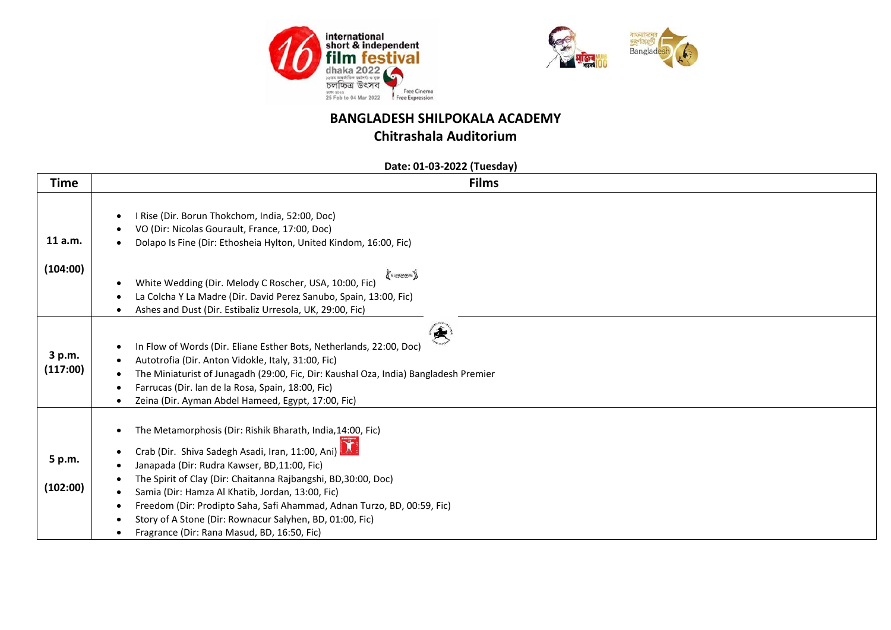## BANGLADESH SHILPOKALA ACADEMY

### Chitrashala Auditorium

**Date: 01-03-2022 (Tuesday)**

| Time | Films |
|---|---|
| **11 a.m.** **(104:00)** | • I Rise (Dir. Borun Thokchom, India, 52:00, Doc)<br>• VO (Dir: Nicolas Gourault, France, 17:00, Doc)<br>• Dolapo Is Fine (Dir: Ethosheia Hylton, United Kindom, 16:00, Fic)<br>• White Wedding (Dir. Melody C Roscher, USA, 10:00, Fic)<br>• La Colcha Y La Madre (Dir. David Perez Sanubo, Spain, 13:00, Fic)<br>• Ashes and Dust (Dir. Estibaliz Urresola, UK, 29:00, Fic) |
| **3 p.m.** **(117:00)** | • In Flow of Words (Dir. Eliane Esther Bots, Netherlands, 22:00, Doc)<br>• Autotrofia (Dir. Anton Vidokle, Italy, 31:00, Fic)<br>• The Miniaturist of Junagadh (29:00, Fic, Dir: Kaushal Oza, India) Bangladesh Premier<br>• Farrucas (Dir. Ian de la Rosa, Spain, 18:00, Fic)<br>• Zeina (Dir. Ayman Abdel Hameed, Egypt, 17:00, Fic) |
| **5 p.m.** **(102:00)** | • The Metamorphosis (Dir: Rishik Bharath, India,14:00, Fic)<br>• Crab (Dir. Shiva Sadegh Asadi, Iran, 11:00, Ani)<br>• Janapada (Dir: Rudra Kawser, BD,11:00, Fic)<br>• The Spirit of Clay (Dir: Chaitanna Rajbangshi, BD,30:00, Doc)<br>• Samia (Dir: Hamza Al Khatib, Jordan, 13:00, Fic)<br>• Freedom (Dir: Prodipto Saha, Safi Ahammad, Adnan Turzo, BD, 00:59, Fic)<br>• Story of A Stone (Dir: Rownacur Salyhen, BD, 01:00, Fic)<br>• Fragrance (Dir: Rana Masud, BD, 16:50, Fic) |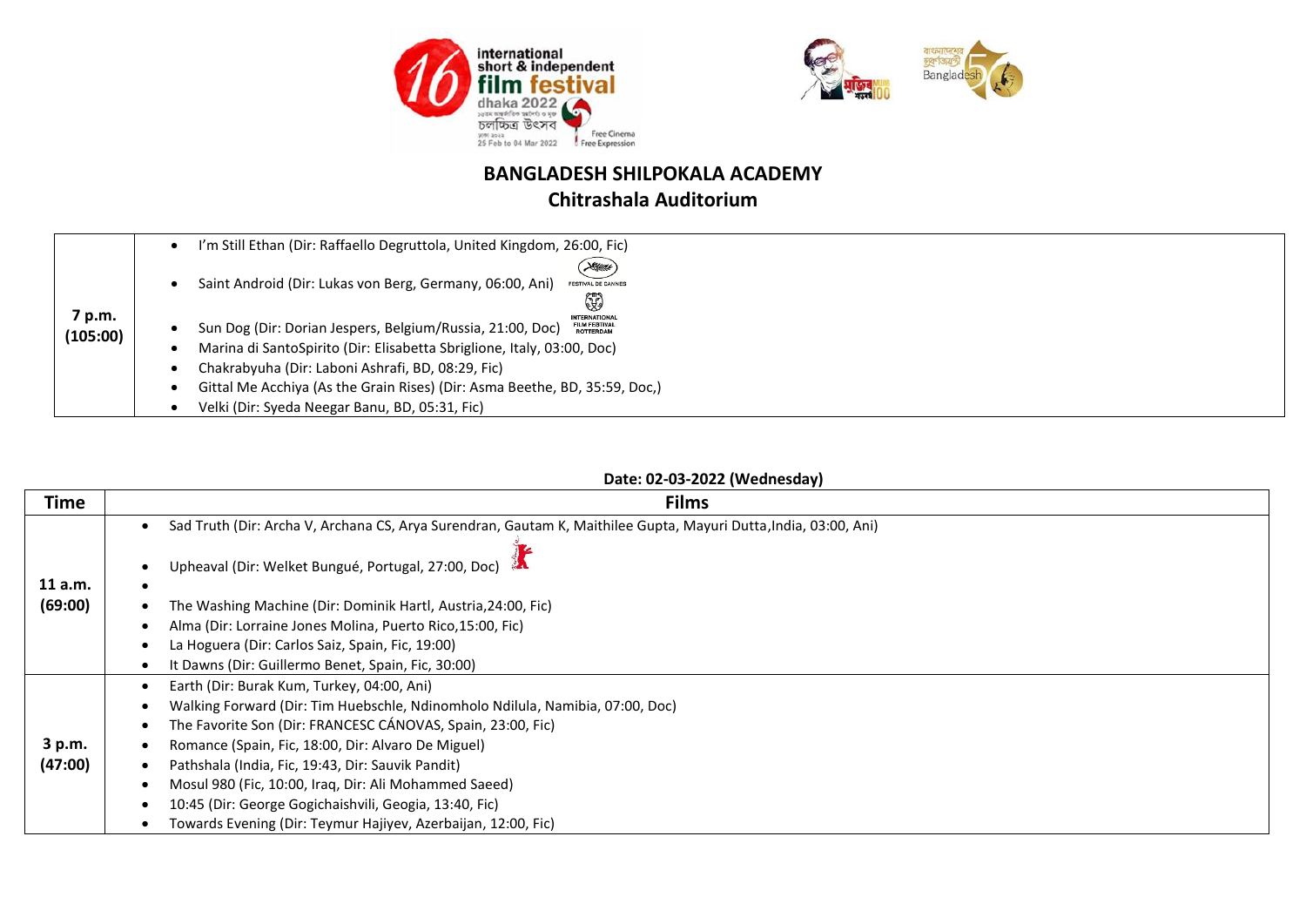## BANGLADESH SHILPOKALA ACADEMY

## Chitrashala Auditorium

| | |
|---|---|
| **7 p.m. (105:00)** | • I'm Still Ethan (Dir: Raffaello Degruttola, United Kingdom, 26:00, Fic)<br>• Saint Android (Dir: Lukas von Berg, Germany, 06:00, Ani) FESTIVAL DE CANNES<br>• Sun Dog (Dir: Dorian Jespers, Belgium/Russia, 21:00, Doc) INTERNATIONAL FILM FESTIVAL ROTTERDAM<br>• Marina di SantoSpirito (Dir: Elisabetta Sbriglione, Italy, 03:00, Doc)<br>• Chakrabyuha (Dir: Laboni Ashrafi, BD, 08:29, Fic)<br>• Gittal Me Acchiya (As the Grain Rises) (Dir: Asma Beethe, BD, 35:59, Doc,)<br>• Velki (Dir: Syeda Neegar Banu, BD, 05:31, Fic) |

**Date: 02-03-2022 (Wednesday)**

| Time | Films |
|---|---|
| **11 a.m. (69:00)** | • Sad Truth (Dir: Archa V, Archana CS, Arya Surendran, Gautam K, Maithilee Gupta, Mayuri Dutta,India, 03:00, Ani)<br>• Upheaval (Dir: Welket Bungué, Portugal, 27:00, Doc)<br>•<br>• The Washing Machine (Dir: Dominik Hartl, Austria,24:00, Fic)<br>• Alma (Dir: Lorraine Jones Molina, Puerto Rico,15:00, Fic)<br>• La Hoguera (Dir: Carlos Saiz, Spain, Fic, 19:00)<br>• It Dawns (Dir: Guillermo Benet, Spain, Fic, 30:00) |
| **3 p.m. (47:00)** | • Earth (Dir: Burak Kum, Turkey, 04:00, Ani)<br>• Walking Forward (Dir: Tim Huebschle, Ndinomholo Ndilula, Namibia, 07:00, Doc)<br>• The Favorite Son (Dir: FRANCESC CÁNOVAS, Spain, 23:00, Fic)<br>• Romance (Spain, Fic, 18:00, Dir: Alvaro De Miguel)<br>• Pathshala (India, Fic, 19:43, Dir: Sauvik Pandit)<br>• Mosul 980 (Fic, 10:00, Iraq, Dir: Ali Mohammed Saeed)<br>• 10:45 (Dir: George Gogichaishvili, Geogia, 13:40, Fic)<br>• Towards Evening (Dir: Teymur Hajiyev, Azerbaijan, 12:00, Fic) |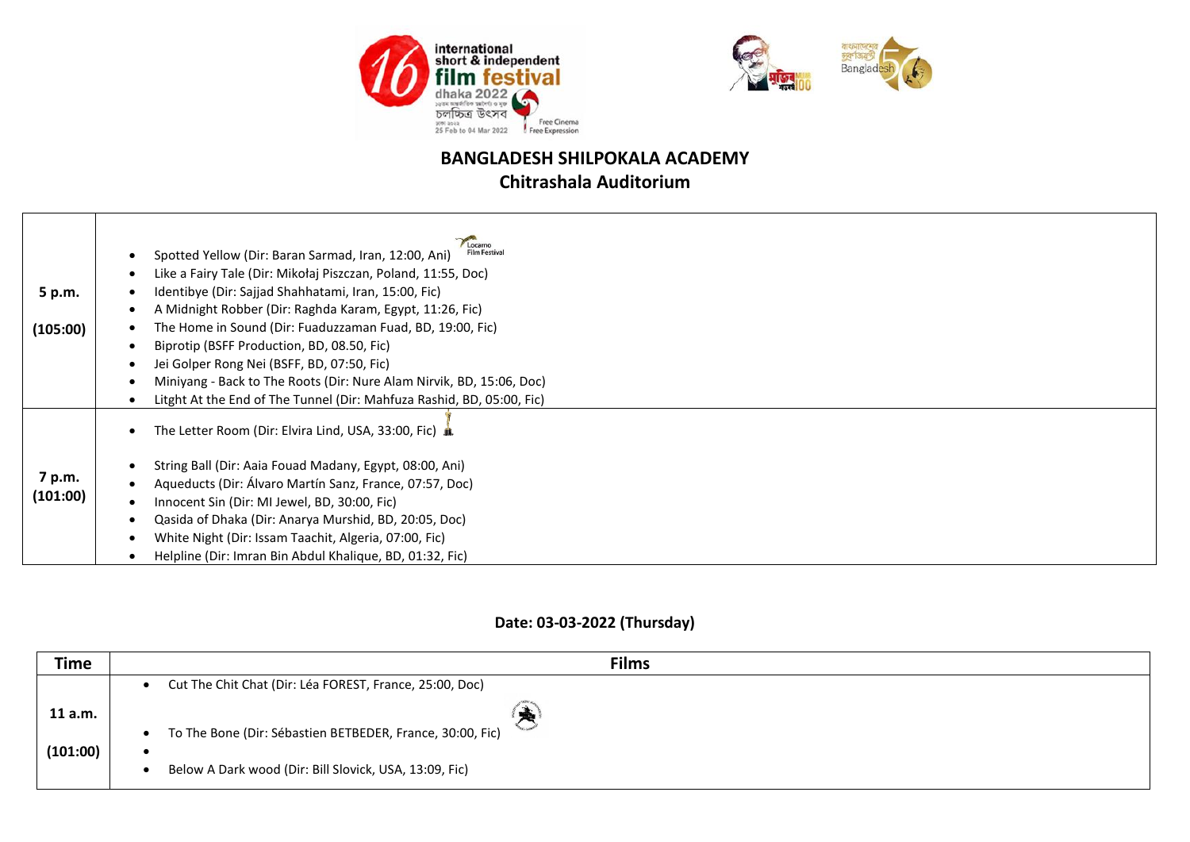## BANGLADESH SHILPOKALA ACADEMY
## Chitrashala Auditorium

| | |
|---|---|
| 5 p.m. (105:00) | • Spotted Yellow (Dir: Baran Sarmad, Iran, 12:00, Ani) <br> • Like a Fairy Tale (Dir: Mikołaj Piszczan, Poland, 11:55, Doc) <br> • Identibye (Dir: Sajjad Shahhatami, Iran, 15:00, Fic) <br> • A Midnight Robber (Dir: Raghda Karam, Egypt, 11:26, Fic) <br> • The Home in Sound (Dir: Fuaduzzaman Fuad, BD, 19:00, Fic) <br> • Biprotip (BSFF Production, BD, 08.50, Fic) <br> • Jei Golper Rong Nei (BSFF, BD, 07:50, Fic) <br> • Miniyang - Back to The Roots (Dir: Nure Alam Nirvik, BD, 15:06, Doc) <br> • Litght At the End of The Tunnel (Dir: Mahfuza Rashid, BD, 05:00, Fic) |
| 7 p.m. (101:00) | • The Letter Room (Dir: Elvira Lind, USA, 33:00, Fic) <br> • String Ball (Dir: Aaia Fouad Madany, Egypt, 08:00, Ani) <br> • Aqueducts (Dir: Álvaro Martín Sanz, France, 07:57, Doc) <br> • Innocent Sin (Dir: MI Jewel, BD, 30:00, Fic) <br> • Qasida of Dhaka (Dir: Anarya Murshid, BD, 20:05, Doc) <br> • White Night (Dir: Issam Taachit, Algeria, 07:00, Fic) <br> • Helpline (Dir: Imran Bin Abdul Khalique, BD, 01:32, Fic) |

### Date: 03-03-2022 (Thursday)

| Time | Films |
|---|---|
| 11 a.m. (101:00) | • Cut The Chit Chat (Dir: Léa FOREST, France, 25:00, Doc) <br> • To The Bone (Dir: Sébastien BETBEDER, France, 30:00, Fic) <br> • <br> • Below A Dark wood (Dir: Bill Slovick, USA, 13:09, Fic) |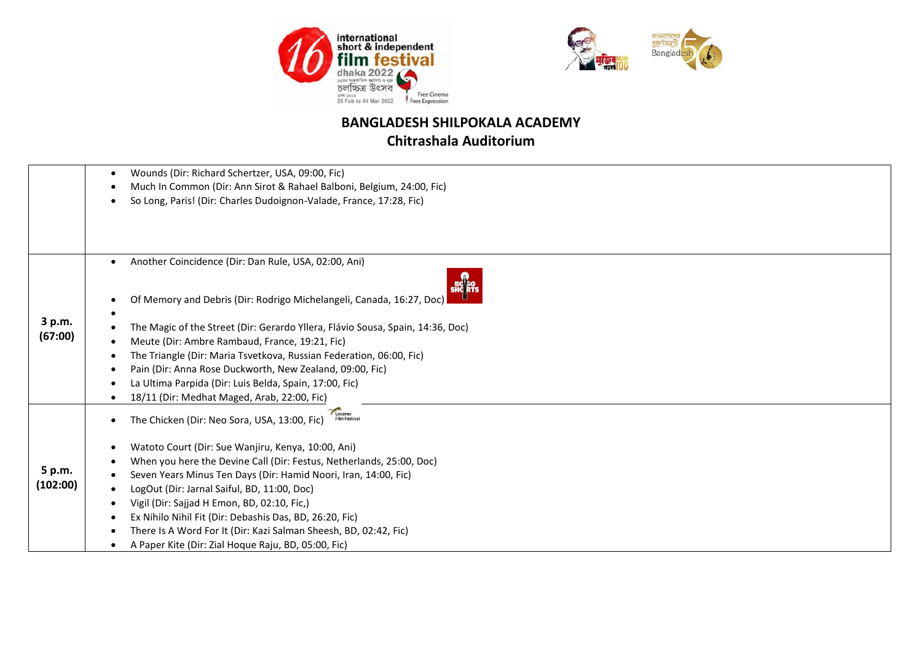## BANGLADESH SHILPOKALA ACADEMY
### Chitrashala Auditorium

| Time | Films |
|---|---|
| | • Wounds (Dir: Richard Schertzer, USA, 09:00, Fic)<br>• Much In Common (Dir: Ann Sirot & Rahael Balboni, Belgium, 24:00, Fic)<br>• So Long, Paris! (Dir: Charles Dudoignon-Valade, France, 17:28, Fic) |
| **3 p.m. (67:00)** | • Another Coincidence (Dir: Dan Rule, USA, 02:00, Ani)<br>• Of Memory and Debris (Dir: Rodrigo Michelangeli, Canada, 16:27, Doc)<br>•<br>• The Magic of the Street (Dir: Gerardo Yllera, Flávio Sousa, Spain, 14:36, Doc)<br>• Meute (Dir: Ambre Rambaud, France, 19:21, Fic)<br>• The Triangle (Dir: Maria Tsvetkova, Russian Federation, 06:00, Fic)<br>• Pain (Dir: Anna Rose Duckworth, New Zealand, 09:00, Fic)<br>• La Ultima Parpida (Dir: Luis Belda, Spain, 17:00, Fic)<br>• 18/11 (Dir: Medhat Maged, Arab, 22:00, Fic) |
| **5 p.m. (102:00)** | • The Chicken (Dir: Neo Sora, USA, 13:00, Fic)<br>• Watoto Court (Dir: Sue Wanjiru, Kenya, 10:00, Ani)<br>• When you here the Devine Call (Dir: Festus, Netherlands, 25:00, Doc)<br>• Seven Years Minus Ten Days (Dir: Hamid Noori, Iran, 14:00, Fic)<br>• LogOut (Dir: Jarnal Saiful, BD, 11:00, Doc)<br>• Vigil (Dir: Sajjad H Emon, BD, 02:10, Fic,)<br>• Ex Nihilo Nihil Fit (Dir: Debashis Das, BD, 26:20, Fic)<br>• There Is A Word For It (Dir: Kazi Salman Sheesh, BD, 02:42, Fic)<br>• A Paper Kite (Dir: Zial Hoque Raju, BD, 05:00, Fic) |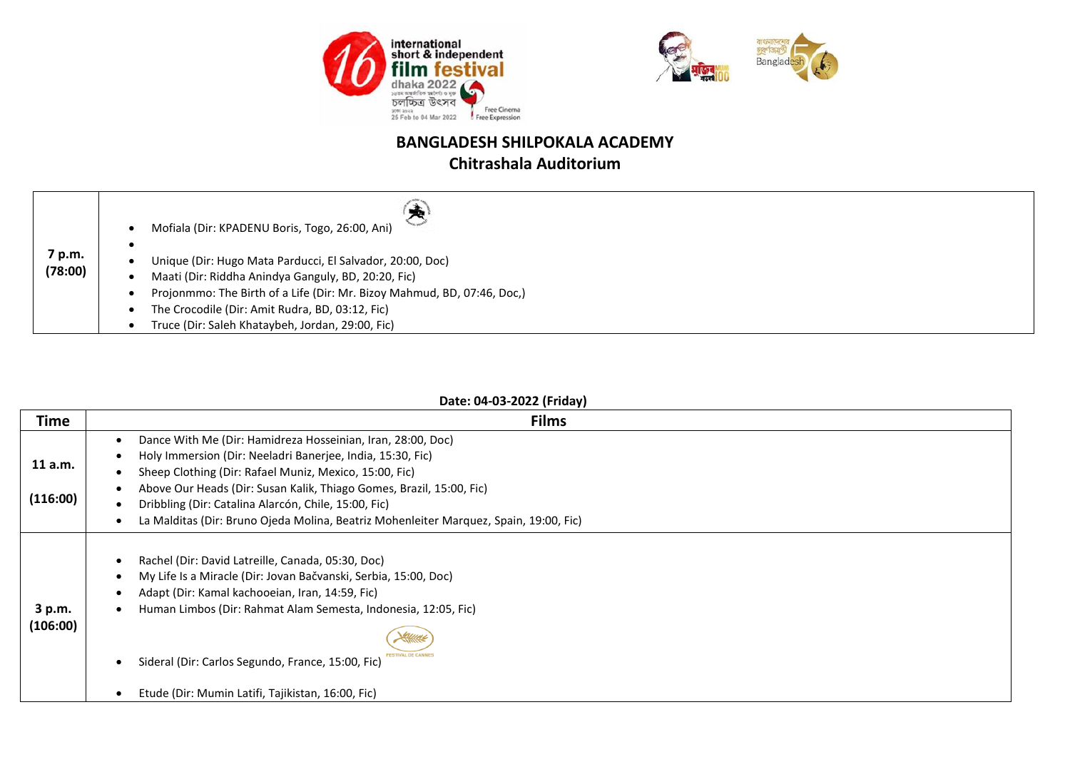## BANGLADESH SHILPOKALA ACADEMY
## Chitrashala Auditorium

| | |
|---|---|
| **7 p.m. (78:00)** | • Mofiala (Dir: KPADENU Boris, Togo, 26:00, Ani)<br>•<br>• Unique (Dir: Hugo Mata Parducci, El Salvador, 20:00, Doc)<br>• Maati (Dir: Riddha Anindya Ganguly, BD, 20:20, Fic)<br>• Projonmmo: The Birth of a Life (Dir: Mr. Bizoy Mahmud, BD, 07:46, Doc,)<br>• The Crocodile (Dir: Amit Rudra, BD, 03:12, Fic)<br>• Truce (Dir: Saleh Khataybeh, Jordan, 29:00, Fic) |

**Date: 04-03-2022 (Friday)**

| Time | Films |
|---|---|
| **11 a.m. (116:00)** | • Dance With Me (Dir: Hamidreza Hosseinian, Iran, 28:00, Doc)<br>• Holy Immersion (Dir: Neeladri Banerjee, India, 15:30, Fic)<br>• Sheep Clothing (Dir: Rafael Muniz, Mexico, 15:00, Fic)<br>• Above Our Heads (Dir: Susan Kalik, Thiago Gomes, Brazil, 15:00, Fic)<br>• Dribbling (Dir: Catalina Alarcón, Chile, 15:00, Fic)<br>• La Malditas (Dir: Bruno Ojeda Molina, Beatriz Mohenleiter Marquez, Spain, 19:00, Fic) |
| **3 p.m. (106:00)** | • Rachel (Dir: David Latreille, Canada, 05:30, Doc)<br>• My Life Is a Miracle (Dir: Jovan Bačvanski, Serbia, 15:00, Doc)<br>• Adapt (Dir: Kamal kachooeian, Iran, 14:59, Fic)<br>• Human Limbos (Dir: Rahmat Alam Semesta, Indonesia, 12:05, Fic)<br>• Sideral (Dir: Carlos Segundo, France, 15:00, Fic)<br>• Etude (Dir: Mumin Latifi, Tajikistan, 16:00, Fic) |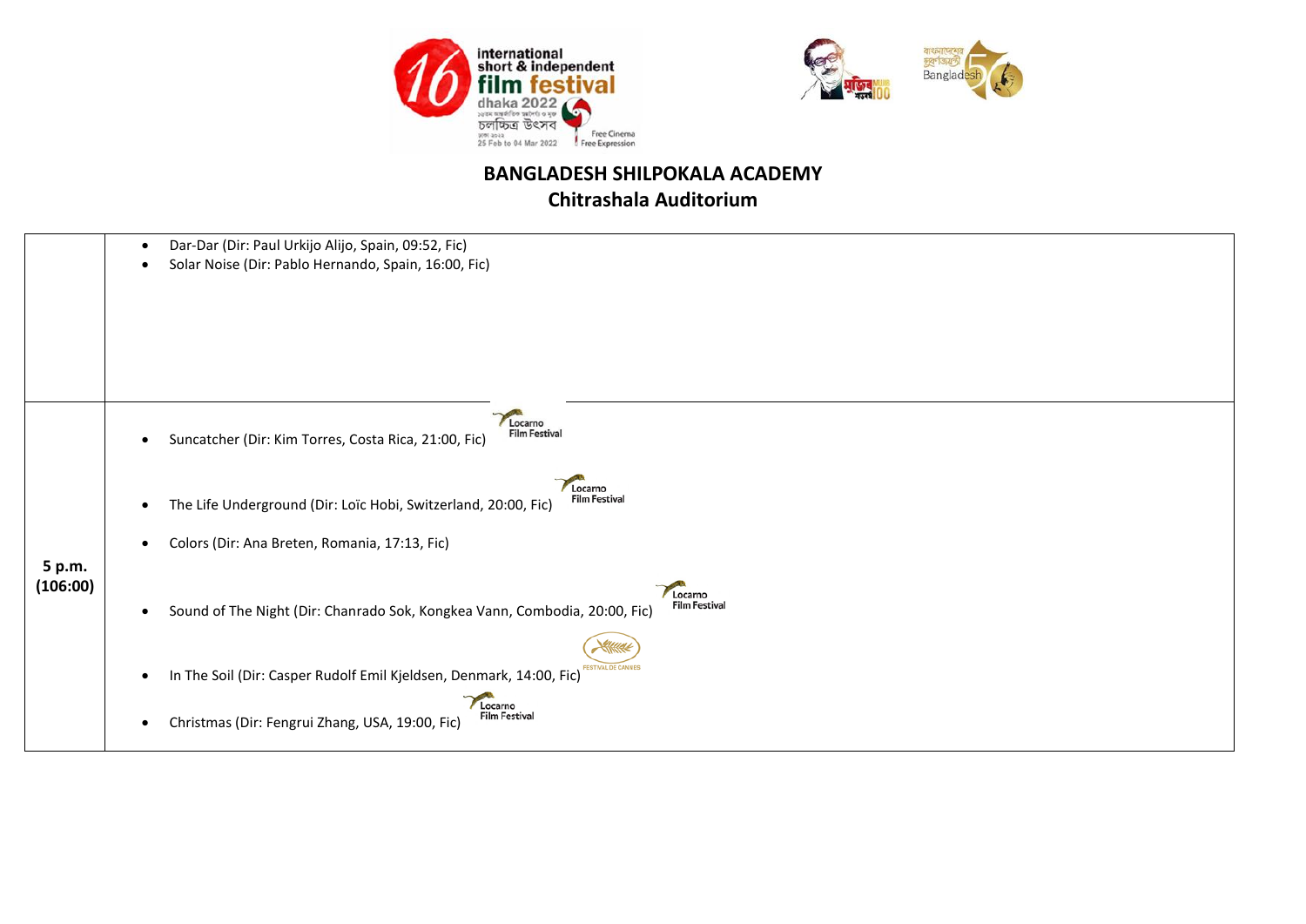## BANGLADESH SHILPOKALA ACADEMY
### Chitrashala Auditorium

| | |
|---|---|
| | • Dar-Dar (Dir: Paul Urkijo Alijo, Spain, 09:52, Fic)<br>• Solar Noise (Dir: Pablo Hernando, Spain, 16:00, Fic) |
| **5 p.m. (106:00)** | • Suncatcher (Dir: Kim Torres, Costa Rica, 21:00, Fic) Locarno Film Festival<br>• The Life Underground (Dir: Loïc Hobi, Switzerland, 20:00, Fic) Locarno Film Festival<br>• Colors (Dir: Ana Breten, Romania, 17:13, Fic)<br>• Sound of The Night (Dir: Chanrado Sok, Kongkea Vann, Combodia, 20:00, Fic) Locarno Film Festival<br>• In The Soil (Dir: Casper Rudolf Emil Kjeldsen, Denmark, 14:00, Fic) FESTIVAL DE CANNES<br>• Christmas (Dir: Fengrui Zhang, USA, 19:00, Fic) Locarno Film Festival |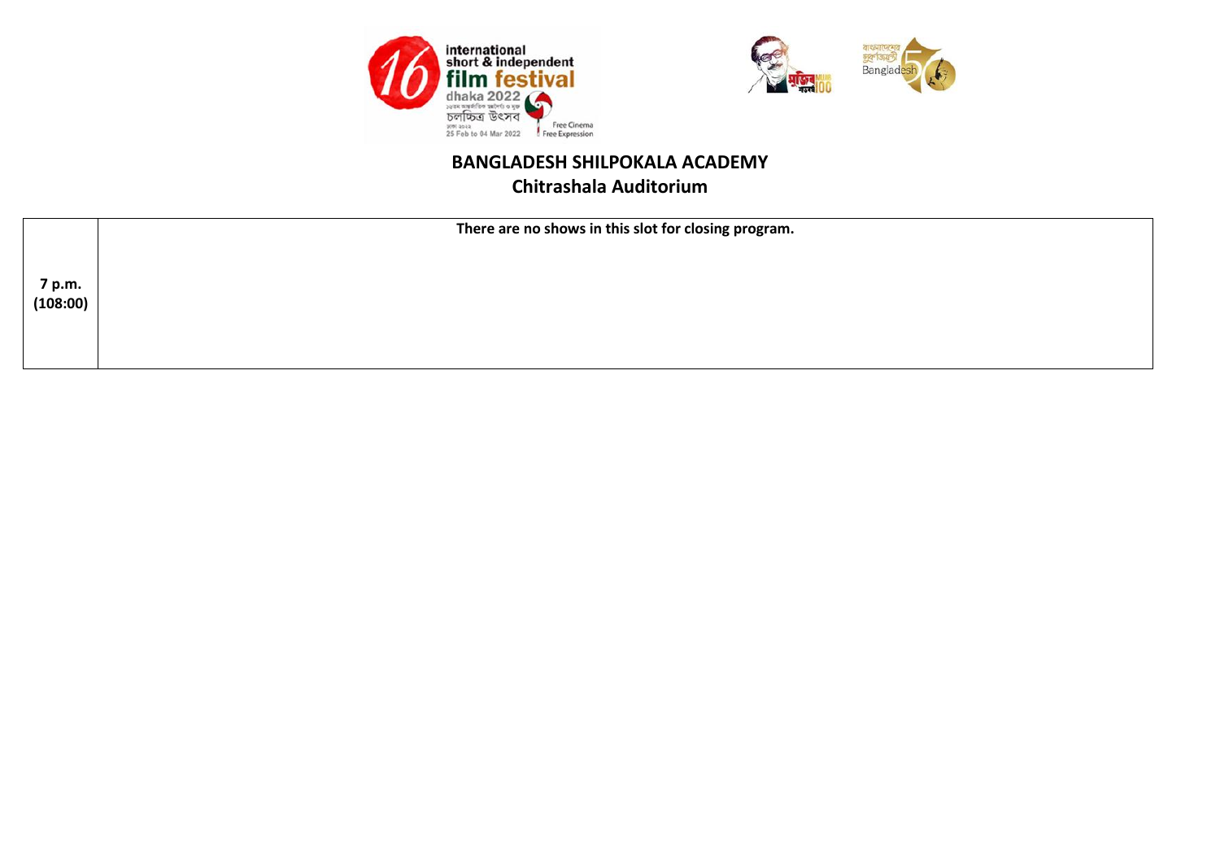## BANGLADESH SHILPOKALA ACADEMY
## Chitrashala Auditorium

| | |
|---|---|
| **7 p.m. (108:00)** | **There are no shows in this slot for closing program.** |